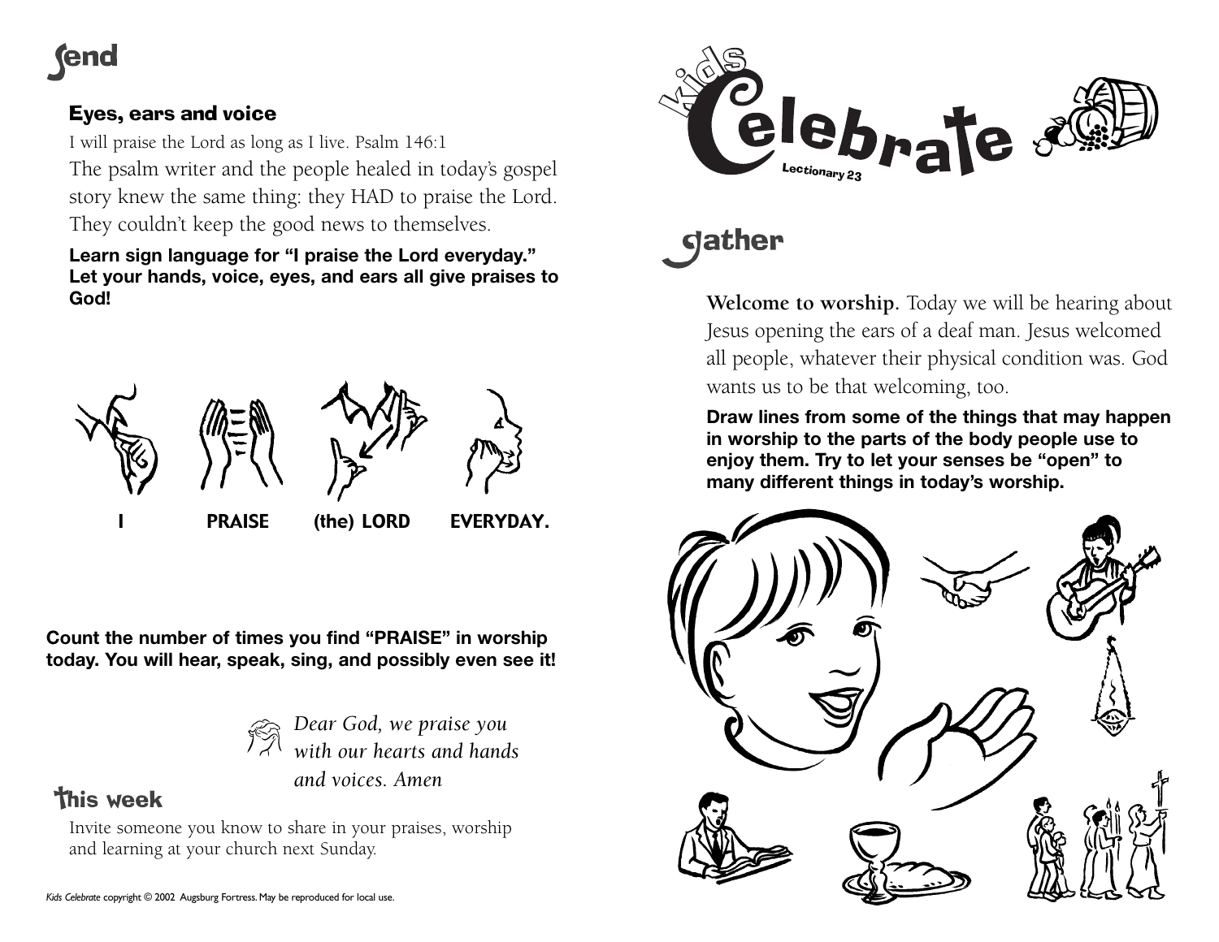# send

### Eyes, ears and voice

I will praise the Lord as long as I live. Psalm 146:1

The psalm writer and the people healed in today's gospel story knew the same thing: they HAD to praise the Lord. They couldn't keep the good news to themselves.

**Learn sign language for "I praise the Lord everyday." Let your hands, voice, eyes, and ears all give praises to God!**

**I PRAISE (the) LORD EVERYDAY.**

**Count the number of times you find "PRAISE" in worship today. You will hear, speak, sing, and possibly even see it!**

*Dear God, we praise you with our hearts and hands and voices. Amen*

## this week

Invite someone you know to share in your praises, worship and learning at your church next Sunday.

*Kids Celebrate* copyright © 2002 Augsburg Fortress. May be reproduced for local use.

# kids Celebrate

Lectionary 23

# gather

**Welcome to worship.** Today we will be hearing about Jesus opening the ears of a deaf man. Jesus welcomed all people, whatever their physical condition was. God wants us to be that welcoming, too.

**Draw lines from some of the things that may happen in worship to the parts of the body people use to enjoy them. Try to let your senses be "open" to many different things in today's worship.**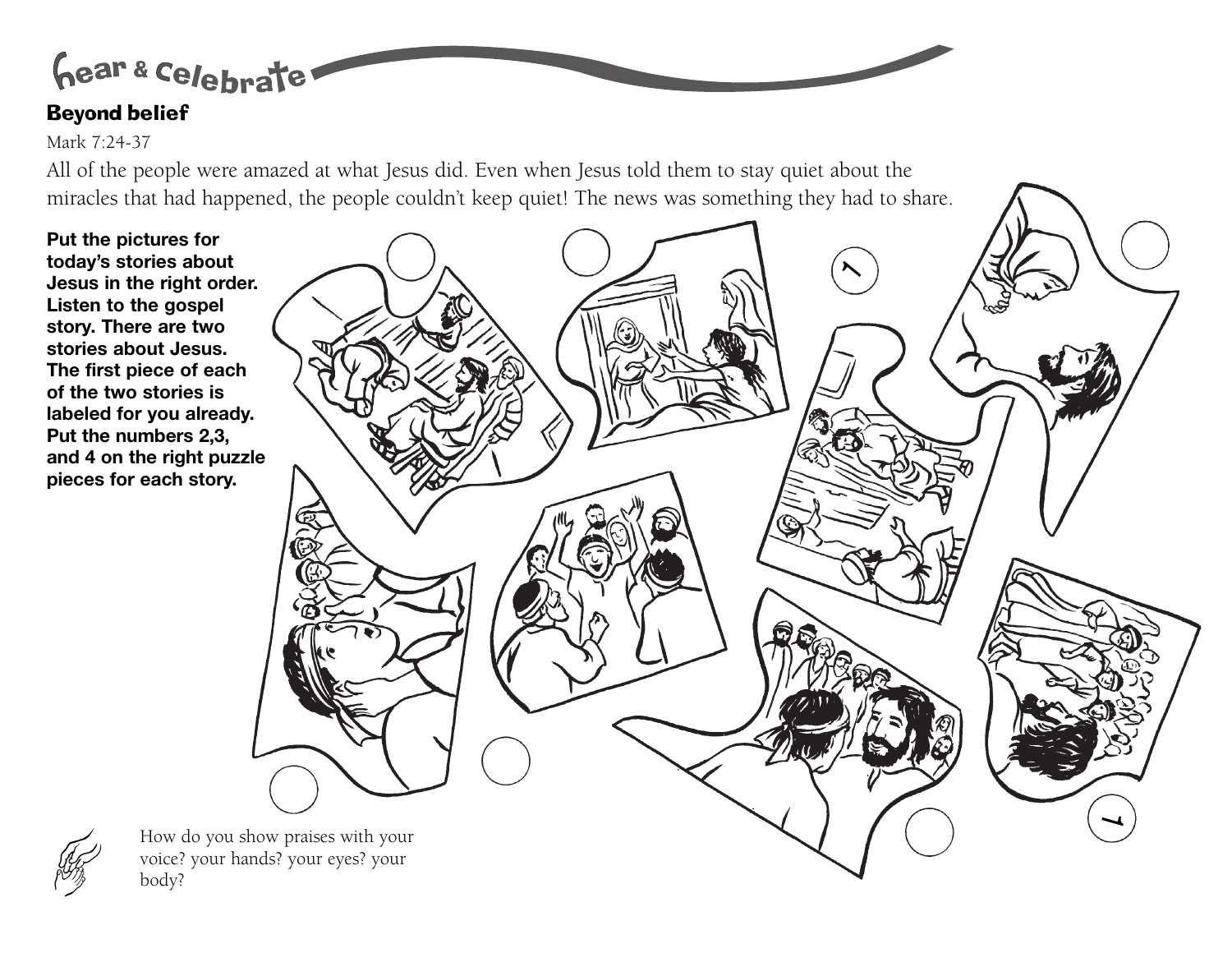## hear & celebrate

### Beyond belief

Mark 7:24-37

All of the people were amazed at what Jesus did. Even when Jesus told them to stay quiet about the miracles that had happened, the people couldn't keep quiet! The news was something they had to share.

**Put the pictures for today's stories about Jesus in the right order. Listen to the gospel story. There are two stories about Jesus. The first piece of each of the two stories is labeled for you already. Put the numbers 2,3, and 4 on the right puzzle pieces for each story.**

1

1

How do you show praises with your voice? your hands? your eyes? your body?